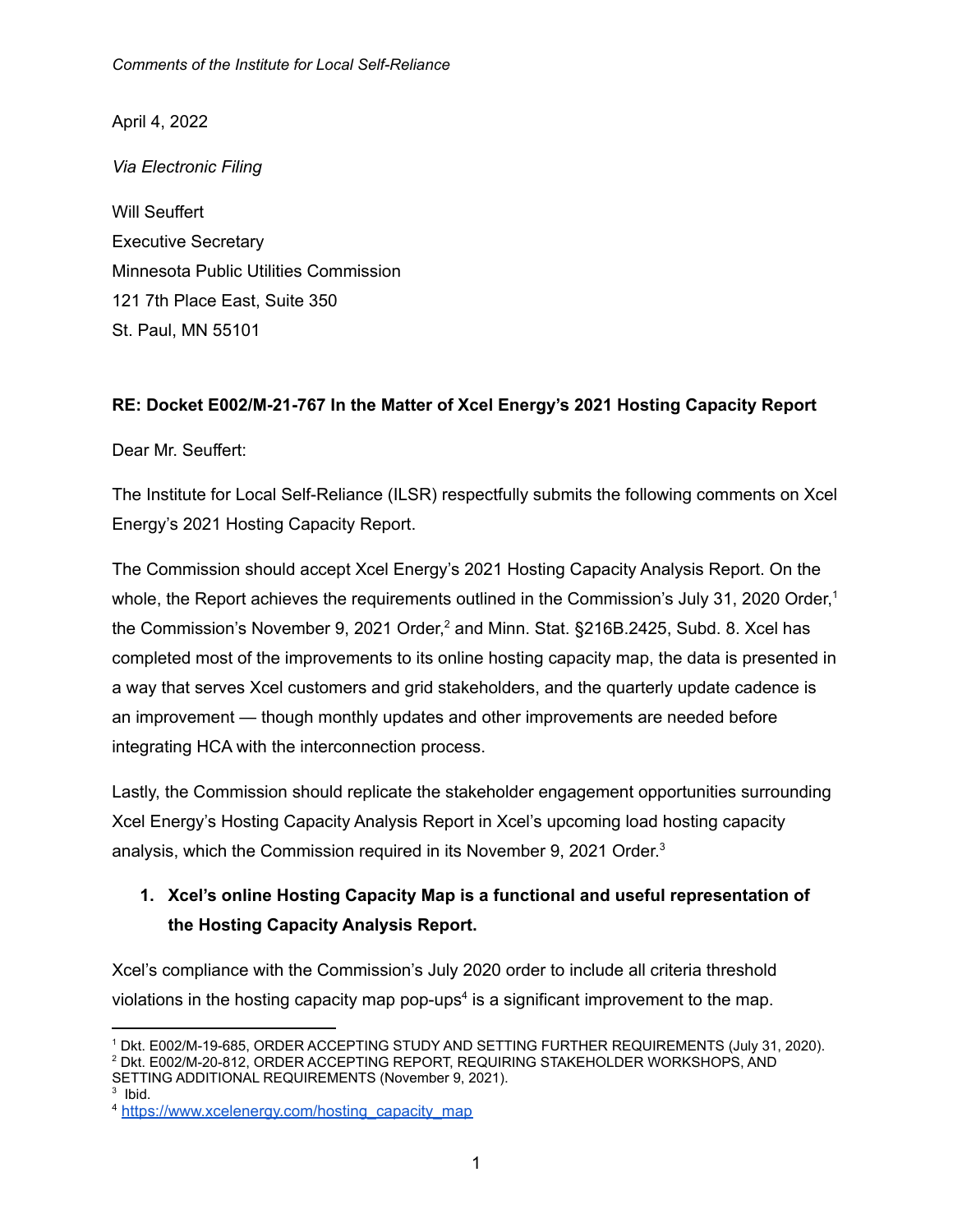April 4, 2022

*Via Electronic Filing*

Will Seuffert
Executive Secretary
Minnesota Public Utilities Commission
121 7th Place East, Suite 350
St. Paul, MN 55101

**RE: Docket E002/M-21-767 In the Matter of Xcel Energy's 2021 Hosting Capacity Report**

Dear Mr. Seuffert:

The Institute for Local Self-Reliance (ILSR) respectfully submits the following comments on Xcel Energy's 2021 Hosting Capacity Report.

The Commission should accept Xcel Energy's 2021 Hosting Capacity Analysis Report. On the whole, the Report achieves the requirements outlined in the Commission's July 31, 2020 Order,[1] the Commission's November 9, 2021 Order,[2] and Minn. Stat. §216B.2425, Subd. 8. Xcel has completed most of the improvements to its online hosting capacity map, the data is presented in a way that serves Xcel customers and grid stakeholders, and the quarterly update cadence is an improvement — though monthly updates and other improvements are needed before integrating HCA with the interconnection process.

Lastly, the Commission should replicate the stakeholder engagement opportunities surrounding Xcel Energy's Hosting Capacity Analysis Report in Xcel's upcoming load hosting capacity analysis, which the Commission required in its November 9, 2021 Order.[3]

1. **Xcel's online Hosting Capacity Map is a functional and useful representation of the Hosting Capacity Analysis Report.**

Xcel's compliance with the Commission's July 2020 order to include all criteria threshold violations in the hosting capacity map pop-ups[4] is a significant improvement to the map.

---

[1] Dkt. E002/M-19-685, ORDER ACCEPTING STUDY AND SETTING FURTHER REQUIREMENTS (July 31, 2020).
[2] Dkt. E002/M-20-812, ORDER ACCEPTING REPORT, REQUIRING STAKEHOLDER WORKSHOPS, AND SETTING ADDITIONAL REQUIREMENTS (November 9, 2021).
[3] Ibid.
[4] https://www.xcelenergy.com/hosting_capacity_map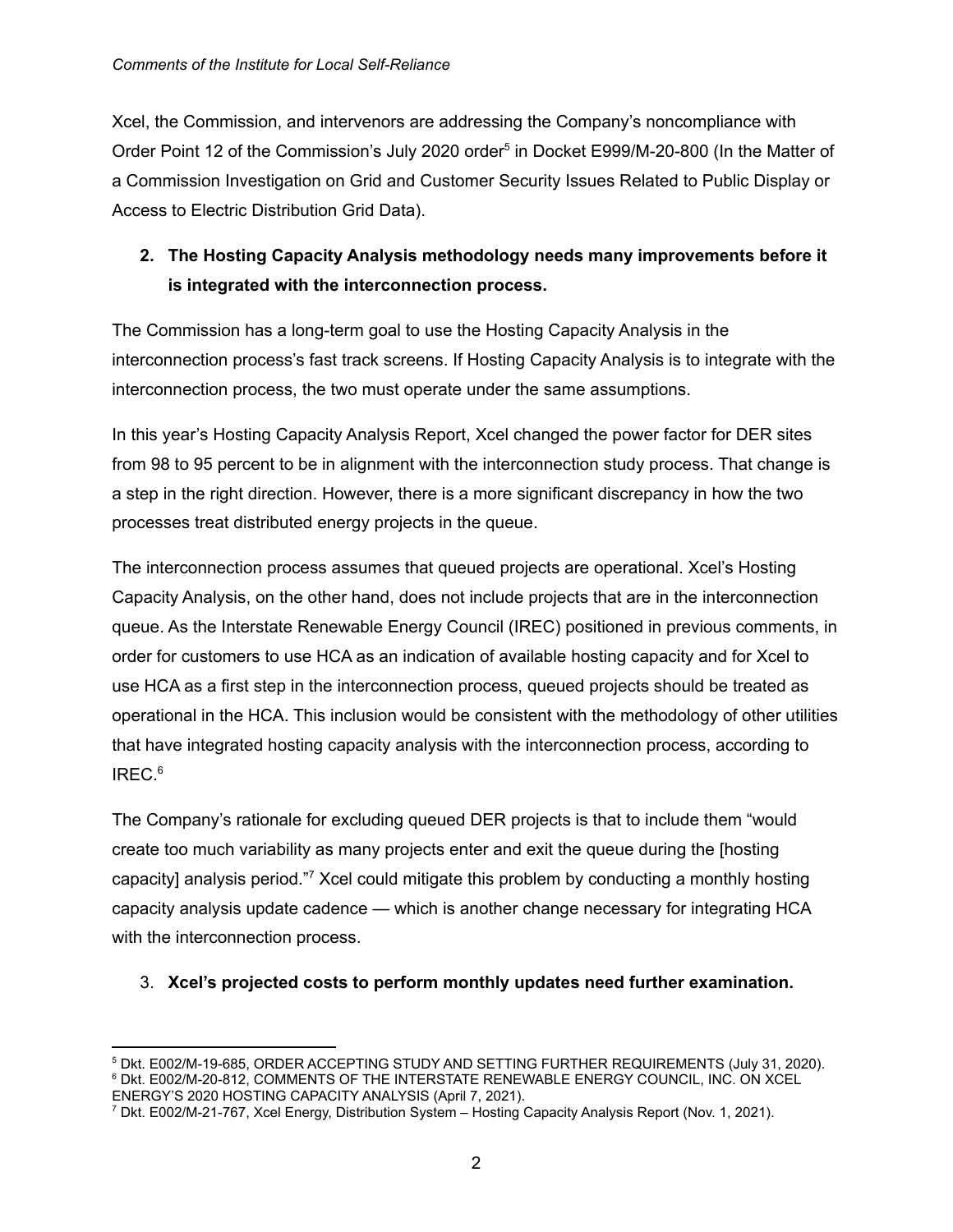Xcel, the Commission, and intervenors are addressing the Company's noncompliance with Order Point 12 of the Commission's July 2020 order[5] in Docket E999/M-20-800 (In the Matter of a Commission Investigation on Grid and Customer Security Issues Related to Public Display or Access to Electric Distribution Grid Data).

2. **The Hosting Capacity Analysis methodology needs many improvements before it is integrated with the interconnection process.**

The Commission has a long-term goal to use the Hosting Capacity Analysis in the interconnection process's fast track screens. If Hosting Capacity Analysis is to integrate with the interconnection process, the two must operate under the same assumptions.

In this year's Hosting Capacity Analysis Report, Xcel changed the power factor for DER sites from 98 to 95 percent to be in alignment with the interconnection study process. That change is a step in the right direction. However, there is a more significant discrepancy in how the two processes treat distributed energy projects in the queue.

The interconnection process assumes that queued projects are operational. Xcel's Hosting Capacity Analysis, on the other hand, does not include projects that are in the interconnection queue. As the Interstate Renewable Energy Council (IREC) positioned in previous comments, in order for customers to use HCA as an indication of available hosting capacity and for Xcel to use HCA as a first step in the interconnection process, queued projects should be treated as operational in the HCA. This inclusion would be consistent with the methodology of other utilities that have integrated hosting capacity analysis with the interconnection process, according to IREC.[6]

The Company's rationale for excluding queued DER projects is that to include them "would create too much variability as many projects enter and exit the queue during the [hosting capacity] analysis period."[7] Xcel could mitigate this problem by conducting a monthly hosting capacity analysis update cadence — which is another change necessary for integrating HCA with the interconnection process.

3. **Xcel's projected costs to perform monthly updates need further examination.**

---

[5] Dkt. E002/M-19-685, ORDER ACCEPTING STUDY AND SETTING FURTHER REQUIREMENTS (July 31, 2020).

[6] Dkt. E002/M-20-812, COMMENTS OF THE INTERSTATE RENEWABLE ENERGY COUNCIL, INC. ON XCEL ENERGY'S 2020 HOSTING CAPACITY ANALYSIS (April 7, 2021).

[7] Dkt. E002/M-21-767, Xcel Energy, Distribution System – Hosting Capacity Analysis Report (Nov. 1, 2021).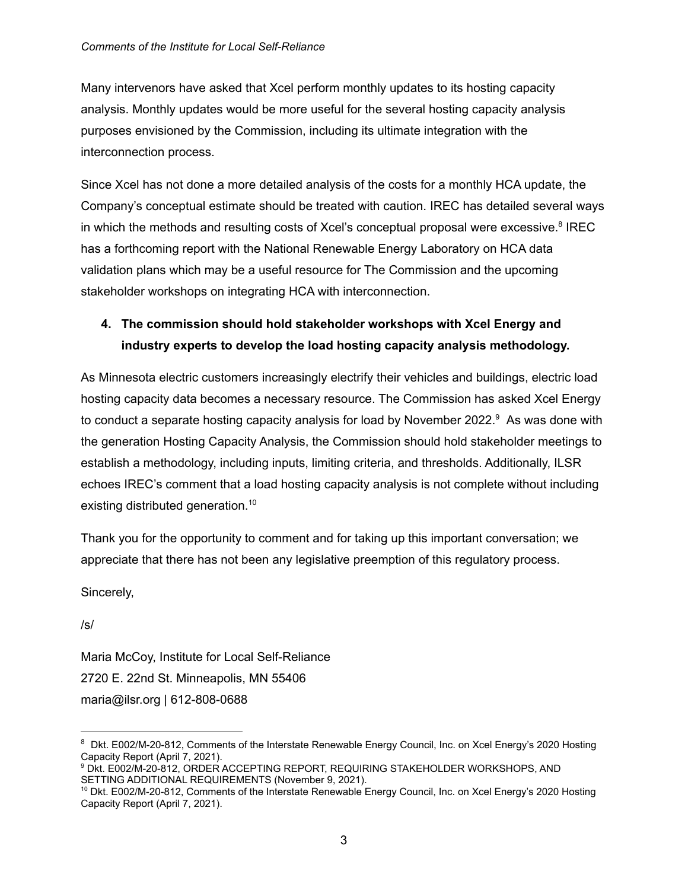Many intervenors have asked that Xcel perform monthly updates to its hosting capacity analysis. Monthly updates would be more useful for the several hosting capacity analysis purposes envisioned by the Commission, including its ultimate integration with the interconnection process.

Since Xcel has not done a more detailed analysis of the costs for a monthly HCA update, the Company's conceptual estimate should be treated with caution. IREC has detailed several ways in which the methods and resulting costs of Xcel's conceptual proposal were excessive.[8] IREC has a forthcoming report with the National Renewable Energy Laboratory on HCA data validation plans which may be a useful resource for The Commission and the upcoming stakeholder workshops on integrating HCA with interconnection.

4. **The commission should hold stakeholder workshops with Xcel Energy and industry experts to develop the load hosting capacity analysis methodology.**

As Minnesota electric customers increasingly electrify their vehicles and buildings, electric load hosting capacity data becomes a necessary resource. The Commission has asked Xcel Energy to conduct a separate hosting capacity analysis for load by November 2022.[9] As was done with the generation Hosting Capacity Analysis, the Commission should hold stakeholder meetings to establish a methodology, including inputs, limiting criteria, and thresholds. Additionally, ILSR echoes IREC's comment that a load hosting capacity analysis is not complete without including existing distributed generation.[10]

Thank you for the opportunity to comment and for taking up this important conversation; we appreciate that there has not been any legislative preemption of this regulatory process.

Sincerely,

/s/

Maria McCoy, Institute for Local Self-Reliance
2720 E. 22nd St. Minneapolis, MN 55406
maria@ilsr.org | 612-808-0688

---

[8] Dkt. E002/M-20-812, Comments of the Interstate Renewable Energy Council, Inc. on Xcel Energy's 2020 Hosting Capacity Report (April 7, 2021).

[9] Dkt. E002/M-20-812, ORDER ACCEPTING REPORT, REQUIRING STAKEHOLDER WORKSHOPS, AND SETTING ADDITIONAL REQUIREMENTS (November 9, 2021).

[10] Dkt. E002/M-20-812, Comments of the Interstate Renewable Energy Council, Inc. on Xcel Energy's 2020 Hosting Capacity Report (April 7, 2021).